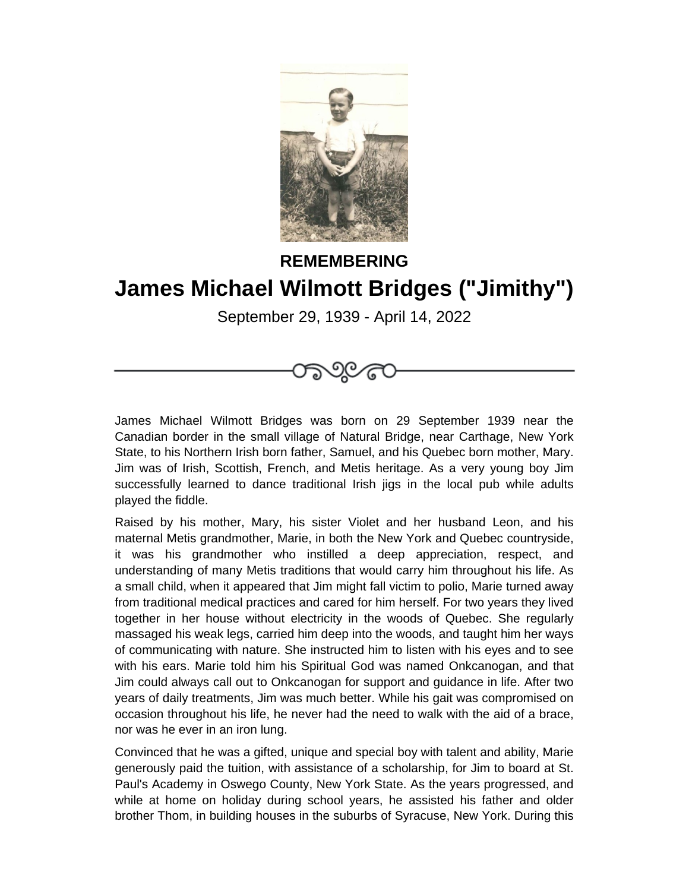REMEMBERING

# James Michael Wilmott Bridges ("Jimithy")

September 29, 1939 - April 14, 2022

---

James Michael Wilmott Bridges was born on 29 September 1939 near the Canadian border in the small village of Natural Bridge, near Carthage, New York State, to his Northern Irish born father, Samuel, and his Quebec born mother, Mary. Jim was of Irish, Scottish, French, and Metis heritage. As a very young boy Jim successfully learned to dance traditional Irish jigs in the local pub while adults played the fiddle.

Raised by his mother, Mary, his sister Violet and her husband Leon, and his maternal Metis grandmother, Marie, in both the New York and Quebec countryside, it was his grandmother who instilled a deep appreciation, respect, and understanding of many Metis traditions that would carry him throughout his life. As a small child, when it appeared that Jim might fall victim to polio, Marie turned away from traditional medical practices and cared for him herself. For two years they lived together in her house without electricity in the woods of Quebec. She regularly massaged his weak legs, carried him deep into the woods, and taught him her ways of communicating with nature. She instructed him to listen with his eyes and to see with his ears. Marie told him his Spiritual God was named Onkcanogan, and that Jim could always call out to Onkcanogan for support and guidance in life. After two years of daily treatments, Jim was much better. While his gait was compromised on occasion throughout his life, he never had the need to walk with the aid of a brace, nor was he ever in an iron lung.

Convinced that he was a gifted, unique and special boy with talent and ability, Marie generously paid the tuition, with assistance of a scholarship, for Jim to board at St. Paul's Academy in Oswego County, New York State. As the years progressed, and while at home on holiday during school years, he assisted his father and older brother Thom, in building houses in the suburbs of Syracuse, New York. During this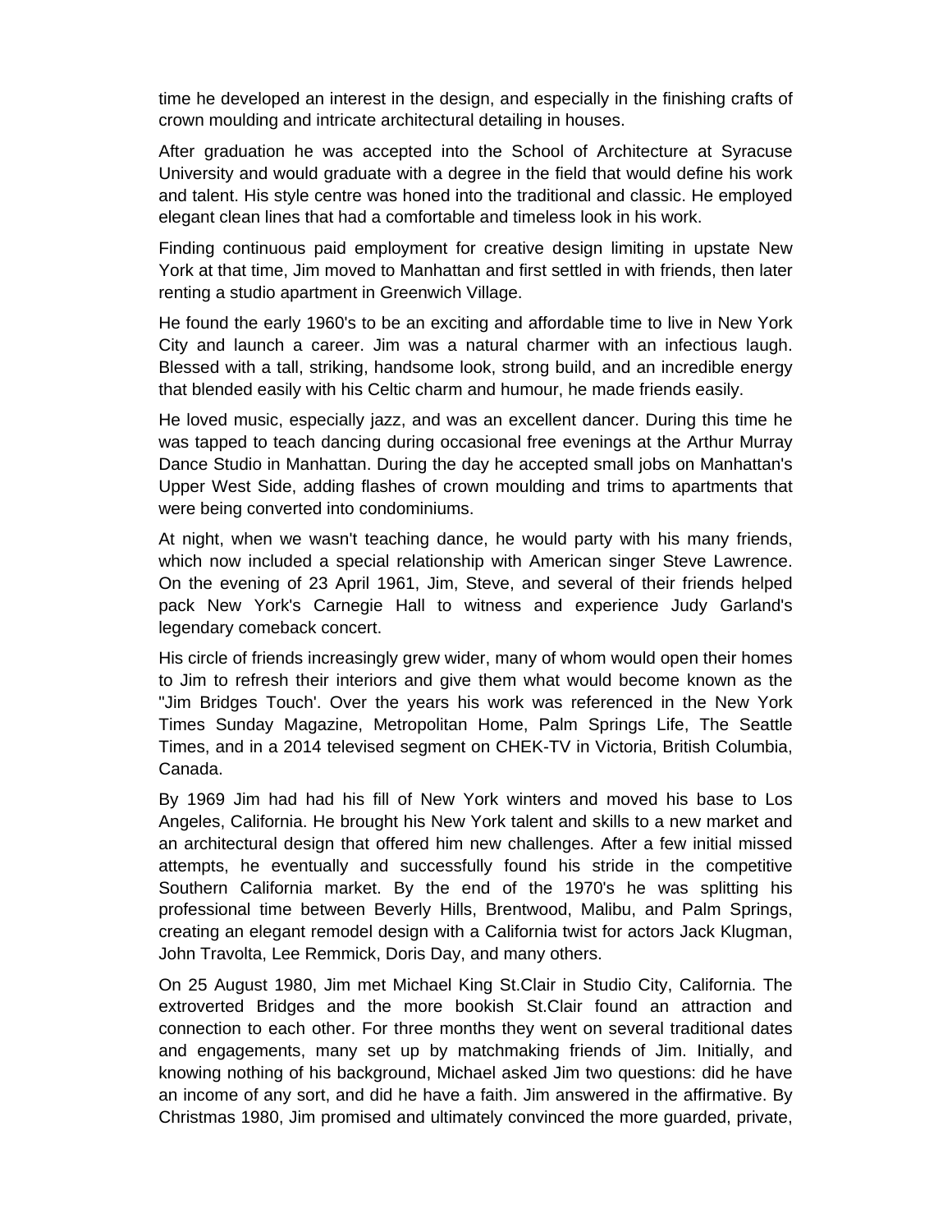time he developed an interest in the design, and especially in the finishing crafts of crown moulding and intricate architectural detailing in houses.

After graduation he was accepted into the School of Architecture at Syracuse University and would graduate with a degree in the field that would define his work and talent. His style centre was honed into the traditional and classic. He employed elegant clean lines that had a comfortable and timeless look in his work.

Finding continuous paid employment for creative design limiting in upstate New York at that time, Jim moved to Manhattan and first settled in with friends, then later renting a studio apartment in Greenwich Village.

He found the early 1960's to be an exciting and affordable time to live in New York City and launch a career. Jim was a natural charmer with an infectious laugh. Blessed with a tall, striking, handsome look, strong build, and an incredible energy that blended easily with his Celtic charm and humour, he made friends easily.

He loved music, especially jazz, and was an excellent dancer. During this time he was tapped to teach dancing during occasional free evenings at the Arthur Murray Dance Studio in Manhattan. During the day he accepted small jobs on Manhattan's Upper West Side, adding flashes of crown moulding and trims to apartments that were being converted into condominiums.

At night, when we wasn't teaching dance, he would party with his many friends, which now included a special relationship with American singer Steve Lawrence. On the evening of 23 April 1961, Jim, Steve, and several of their friends helped pack New York's Carnegie Hall to witness and experience Judy Garland's legendary comeback concert.

His circle of friends increasingly grew wider, many of whom would open their homes to Jim to refresh their interiors and give them what would become known as the "Jim Bridges Touch'. Over the years his work was referenced in the New York Times Sunday Magazine, Metropolitan Home, Palm Springs Life, The Seattle Times, and in a 2014 televised segment on CHEK-TV in Victoria, British Columbia, Canada.

By 1969 Jim had had his fill of New York winters and moved his base to Los Angeles, California. He brought his New York talent and skills to a new market and an architectural design that offered him new challenges. After a few initial missed attempts, he eventually and successfully found his stride in the competitive Southern California market. By the end of the 1970's he was splitting his professional time between Beverly Hills, Brentwood, Malibu, and Palm Springs, creating an elegant remodel design with a California twist for actors Jack Klugman, John Travolta, Lee Remmick, Doris Day, and many others.

On 25 August 1980, Jim met Michael King St.Clair in Studio City, California. The extroverted Bridges and the more bookish St.Clair found an attraction and connection to each other. For three months they went on several traditional dates and engagements, many set up by matchmaking friends of Jim. Initially, and knowing nothing of his background, Michael asked Jim two questions: did he have an income of any sort, and did he have a faith. Jim answered in the affirmative. By Christmas 1980, Jim promised and ultimately convinced the more guarded, private,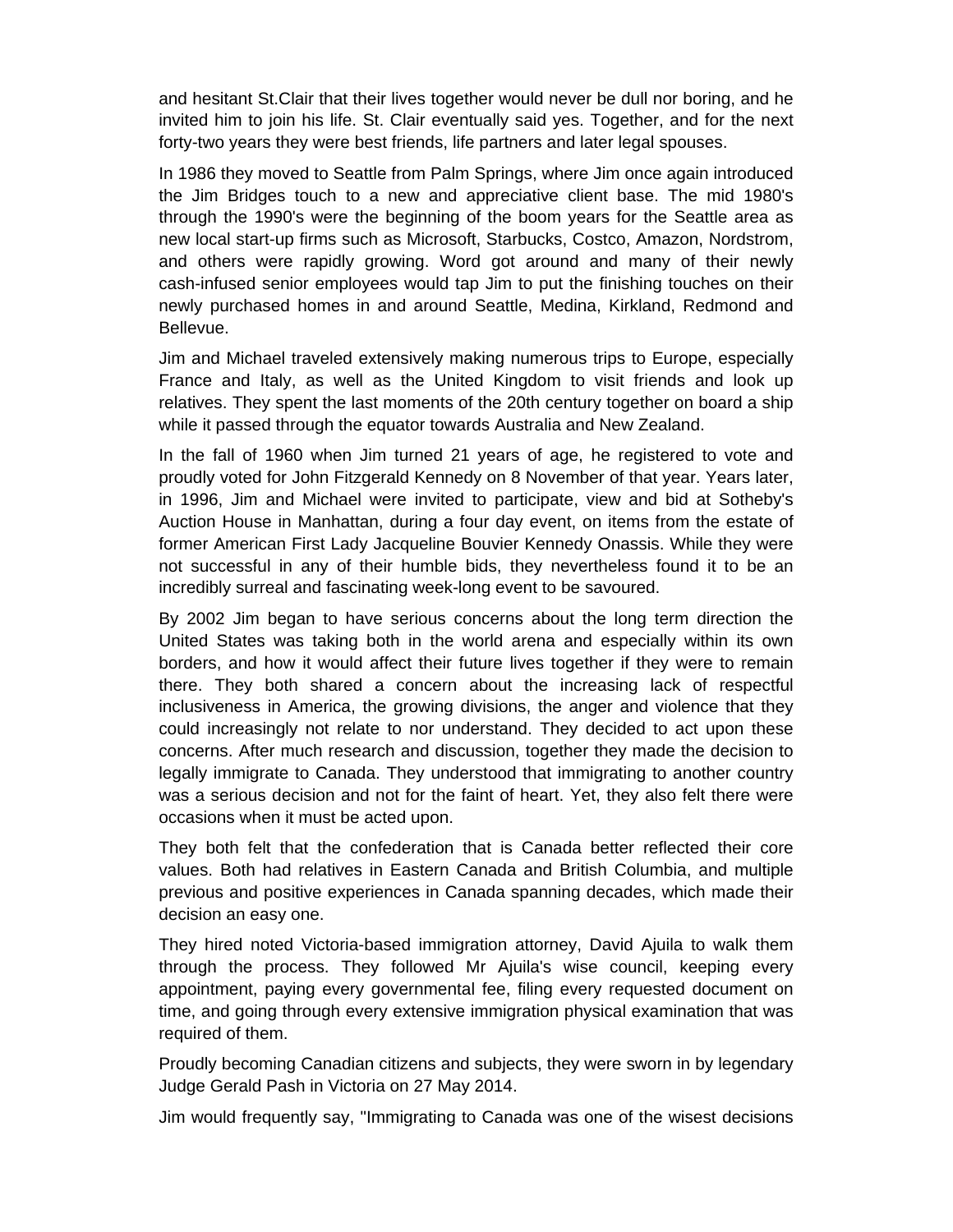and hesitant St.Clair that their lives together would never be dull nor boring, and he invited him to join his life. St. Clair eventually said yes. Together, and for the next forty-two years they were best friends, life partners and later legal spouses.

In 1986 they moved to Seattle from Palm Springs, where Jim once again introduced the Jim Bridges touch to a new and appreciative client base. The mid 1980's through the 1990's were the beginning of the boom years for the Seattle area as new local start-up firms such as Microsoft, Starbucks, Costco, Amazon, Nordstrom, and others were rapidly growing. Word got around and many of their newly cash-infused senior employees would tap Jim to put the finishing touches on their newly purchased homes in and around Seattle, Medina, Kirkland, Redmond and Bellevue.

Jim and Michael traveled extensively making numerous trips to Europe, especially France and Italy, as well as the United Kingdom to visit friends and look up relatives. They spent the last moments of the 20th century together on board a ship while it passed through the equator towards Australia and New Zealand.

In the fall of 1960 when Jim turned 21 years of age, he registered to vote and proudly voted for John Fitzgerald Kennedy on 8 November of that year. Years later, in 1996, Jim and Michael were invited to participate, view and bid at Sotheby's Auction House in Manhattan, during a four day event, on items from the estate of former American First Lady Jacqueline Bouvier Kennedy Onassis. While they were not successful in any of their humble bids, they nevertheless found it to be an incredibly surreal and fascinating week-long event to be savoured.

By 2002 Jim began to have serious concerns about the long term direction the United States was taking both in the world arena and especially within its own borders, and how it would affect their future lives together if they were to remain there. They both shared a concern about the increasing lack of respectful inclusiveness in America, the growing divisions, the anger and violence that they could increasingly not relate to nor understand. They decided to act upon these concerns. After much research and discussion, together they made the decision to legally immigrate to Canada. They understood that immigrating to another country was a serious decision and not for the faint of heart. Yet, they also felt there were occasions when it must be acted upon.

They both felt that the confederation that is Canada better reflected their core values. Both had relatives in Eastern Canada and British Columbia, and multiple previous and positive experiences in Canada spanning decades, which made their decision an easy one.

They hired noted Victoria-based immigration attorney, David Ajuila to walk them through the process. They followed Mr Ajuila's wise council, keeping every appointment, paying every governmental fee, filing every requested document on time, and going through every extensive immigration physical examination that was required of them.

Proudly becoming Canadian citizens and subjects, they were sworn in by legendary Judge Gerald Pash in Victoria on 27 May 2014.

Jim would frequently say, "Immigrating to Canada was one of the wisest decisions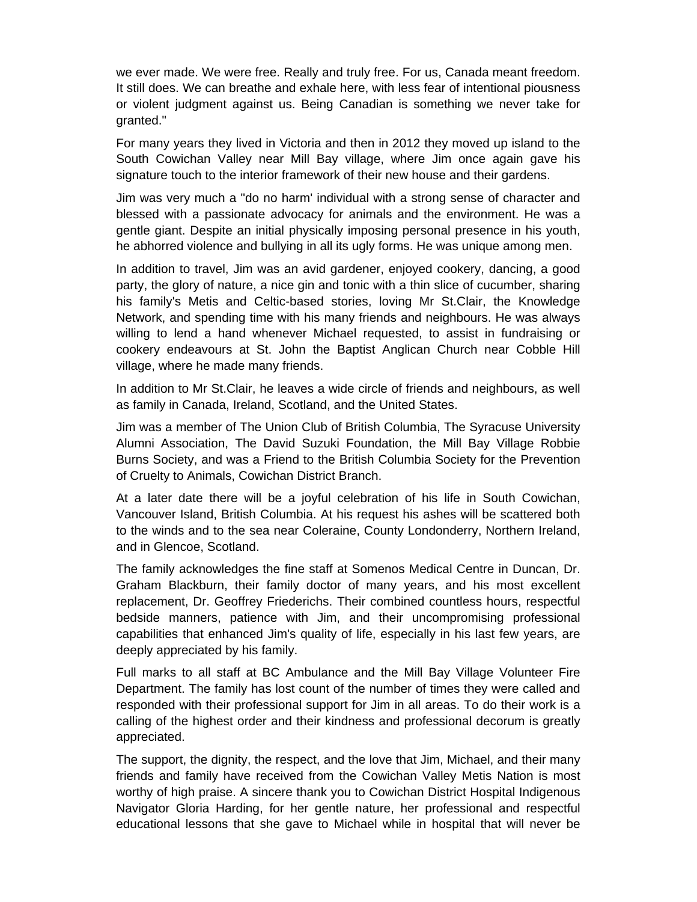we ever made. We were free. Really and truly free. For us, Canada meant freedom. It still does. We can breathe and exhale here, with less fear of intentional piousness or violent judgment against us. Being Canadian is something we never take for granted."

For many years they lived in Victoria and then in 2012 they moved up island to the South Cowichan Valley near Mill Bay village, where Jim once again gave his signature touch to the interior framework of their new house and their gardens.

Jim was very much a "do no harm' individual with a strong sense of character and blessed with a passionate advocacy for animals and the environment. He was a gentle giant. Despite an initial physically imposing personal presence in his youth, he abhorred violence and bullying in all its ugly forms. He was unique among men.

In addition to travel, Jim was an avid gardener, enjoyed cookery, dancing, a good party, the glory of nature, a nice gin and tonic with a thin slice of cucumber, sharing his family's Metis and Celtic-based stories, loving Mr St.Clair, the Knowledge Network, and spending time with his many friends and neighbours. He was always willing to lend a hand whenever Michael requested, to assist in fundraising or cookery endeavours at St. John the Baptist Anglican Church near Cobble Hill village, where he made many friends.

In addition to Mr St.Clair, he leaves a wide circle of friends and neighbours, as well as family in Canada, Ireland, Scotland, and the United States.

Jim was a member of The Union Club of British Columbia, The Syracuse University Alumni Association, The David Suzuki Foundation, the Mill Bay Village Robbie Burns Society, and was a Friend to the British Columbia Society for the Prevention of Cruelty to Animals, Cowichan District Branch.

At a later date there will be a joyful celebration of his life in South Cowichan, Vancouver Island, British Columbia. At his request his ashes will be scattered both to the winds and to the sea near Coleraine, County Londonderry, Northern Ireland, and in Glencoe, Scotland.

The family acknowledges the fine staff at Somenos Medical Centre in Duncan, Dr. Graham Blackburn, their family doctor of many years, and his most excellent replacement, Dr. Geoffrey Friederichs. Their combined countless hours, respectful bedside manners, patience with Jim, and their uncompromising professional capabilities that enhanced Jim's quality of life, especially in his last few years, are deeply appreciated by his family.

Full marks to all staff at BC Ambulance and the Mill Bay Village Volunteer Fire Department. The family has lost count of the number of times they were called and responded with their professional support for Jim in all areas. To do their work is a calling of the highest order and their kindness and professional decorum is greatly appreciated.

The support, the dignity, the respect, and the love that Jim, Michael, and their many friends and family have received from the Cowichan Valley Metis Nation is most worthy of high praise. A sincere thank you to Cowichan District Hospital Indigenous Navigator Gloria Harding, for her gentle nature, her professional and respectful educational lessons that she gave to Michael while in hospital that will never be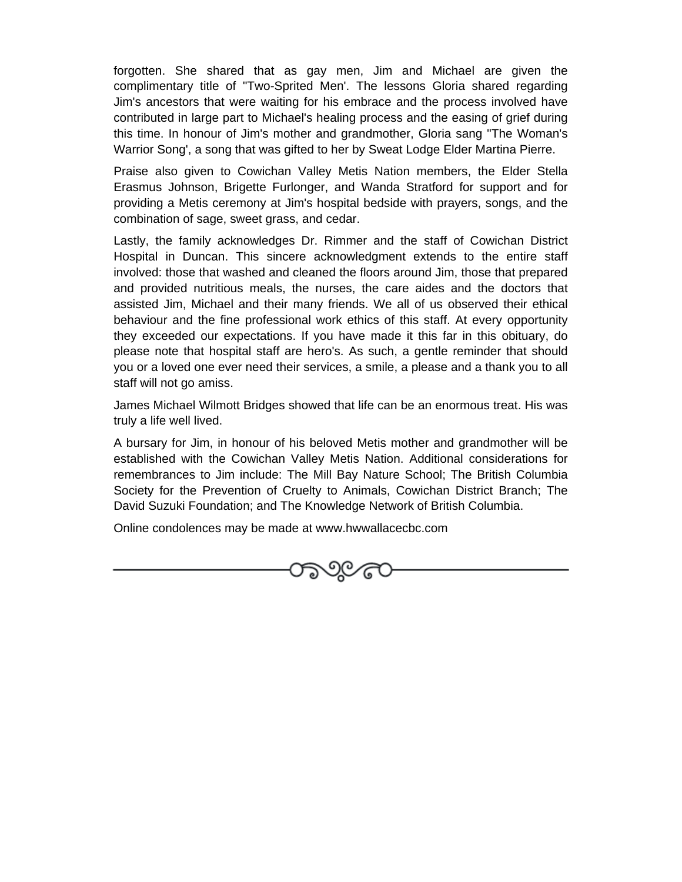forgotten. She shared that as gay men, Jim and Michael are given the complimentary title of "Two-Sprited Men'. The lessons Gloria shared regarding Jim's ancestors that were waiting for his embrace and the process involved have contributed in large part to Michael's healing process and the easing of grief during this time. In honour of Jim's mother and grandmother, Gloria sang "The Woman's Warrior Song', a song that was gifted to her by Sweat Lodge Elder Martina Pierre.

Praise also given to Cowichan Valley Metis Nation members, the Elder Stella Erasmus Johnson, Brigette Furlonger, and Wanda Stratford for support and for providing a Metis ceremony at Jim's hospital bedside with prayers, songs, and the combination of sage, sweet grass, and cedar.

Lastly, the family acknowledges Dr. Rimmer and the staff of Cowichan District Hospital in Duncan. This sincere acknowledgment extends to the entire staff involved: those that washed and cleaned the floors around Jim, those that prepared and provided nutritious meals, the nurses, the care aides and the doctors that assisted Jim, Michael and their many friends. We all of us observed their ethical behaviour and the fine professional work ethics of this staff. At every opportunity they exceeded our expectations. If you have made it this far in this obituary, do please note that hospital staff are hero's. As such, a gentle reminder that should you or a loved one ever need their services, a smile, a please and a thank you to all staff will not go amiss.

James Michael Wilmott Bridges showed that life can be an enormous treat. His was truly a life well lived.

A bursary for Jim, in honour of his beloved Metis mother and grandmother will be established with the Cowichan Valley Metis Nation. Additional considerations for remembrances to Jim include: The Mill Bay Nature School; The British Columbia Society for the Prevention of Cruelty to Animals, Cowichan District Branch; The David Suzuki Foundation; and The Knowledge Network of British Columbia.

Online condolences may be made at www.hwwallacecbc.com